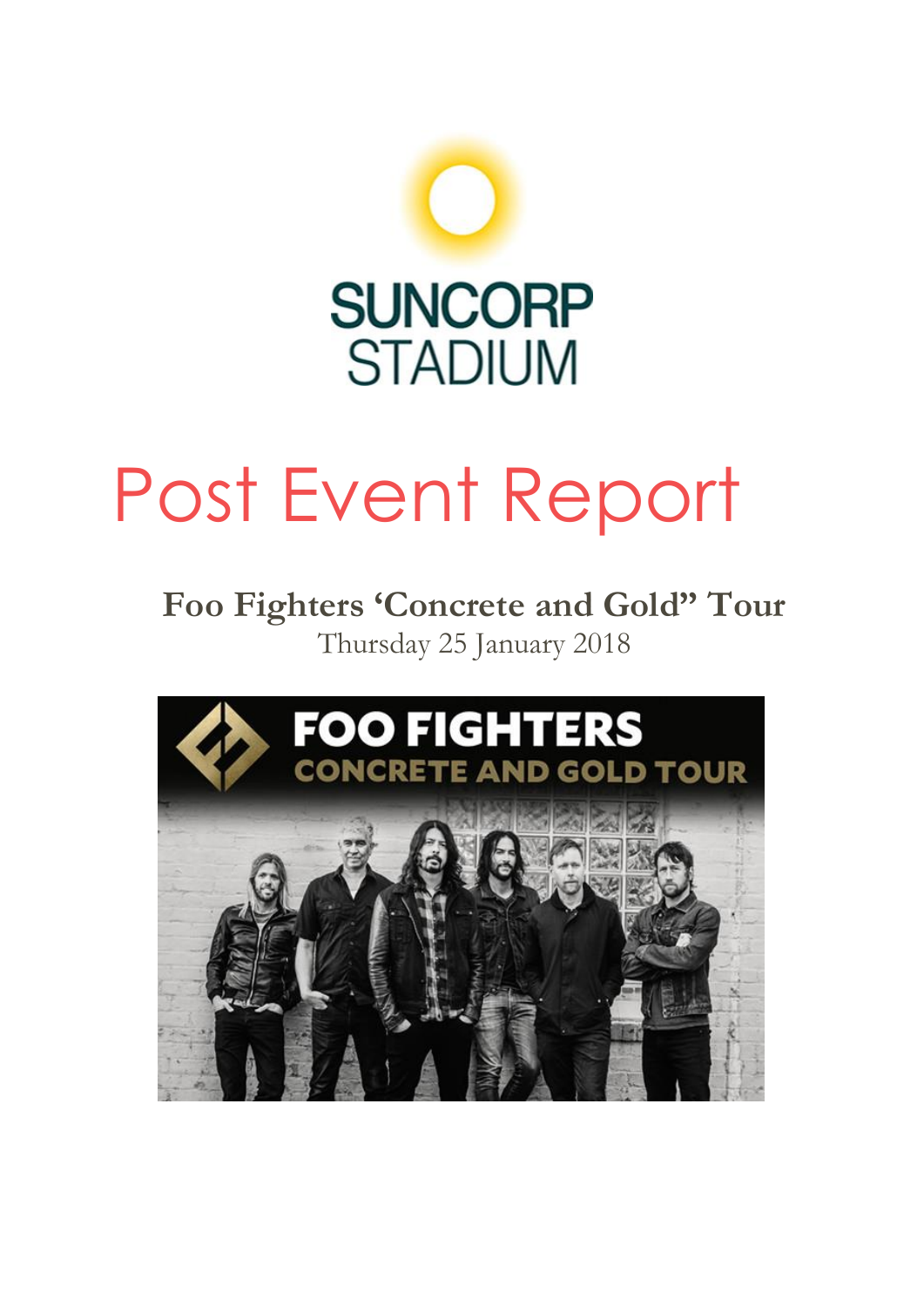SUNCORP STADIUM

# Post Event Report

## Foo Fighters 'Concrete and Gold" Tour

Thursday 25 January 2018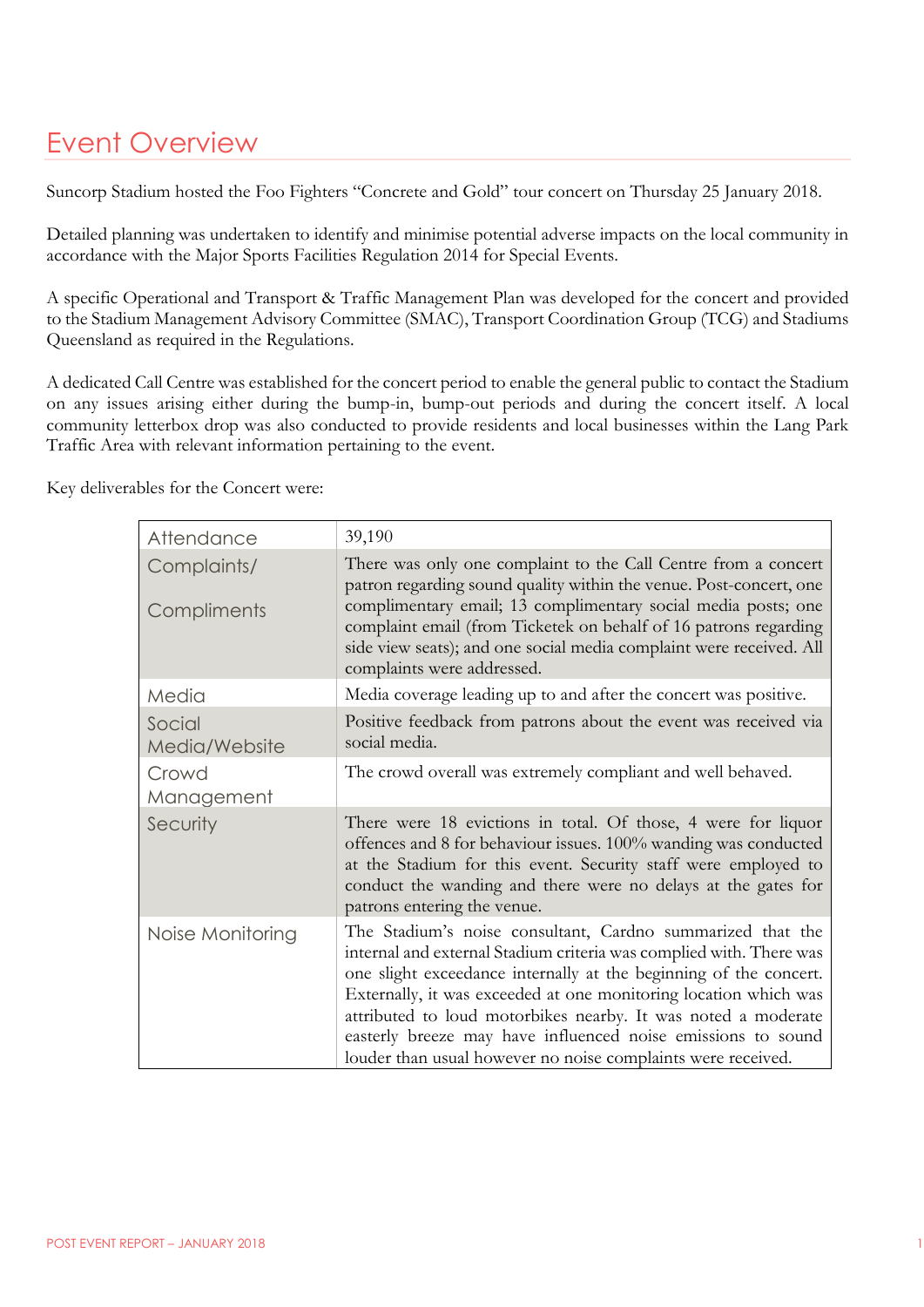# Event Overview

Suncorp Stadium hosted the Foo Fighters "Concrete and Gold" tour concert on Thursday 25 January 2018.

Detailed planning was undertaken to identify and minimise potential adverse impacts on the local community in accordance with the Major Sports Facilities Regulation 2014 for Special Events.

A specific Operational and Transport & Traffic Management Plan was developed for the concert and provided to the Stadium Management Advisory Committee (SMAC), Transport Coordination Group (TCG) and Stadiums Queensland as required in the Regulations.

A dedicated Call Centre was established for the concert period to enable the general public to contact the Stadium on any issues arising either during the bump-in, bump-out periods and during the concert itself. A local community letterbox drop was also conducted to provide residents and local businesses within the Lang Park Traffic Area with relevant information pertaining to the event.

Key deliverables for the Concert were:

| | |
|---|---|
| Attendance | 39,190 |
| Complaints/ Compliments | There was only one complaint to the Call Centre from a concert patron regarding sound quality within the venue. Post-concert, one complimentary email; 13 complimentary social media posts; one complaint email (from Ticketek on behalf of 16 patrons regarding side view seats); and one social media complaint were received. All complaints were addressed. |
| Media | Media coverage leading up to and after the concert was positive. |
| Social Media/Website | Positive feedback from patrons about the event was received via social media. |
| Crowd Management | The crowd overall was extremely compliant and well behaved. |
| Security | There were 18 evictions in total. Of those, 4 were for liquor offences and 8 for behaviour issues. 100% wanding was conducted at the Stadium for this event. Security staff were employed to conduct the wanding and there were no delays at the gates for patrons entering the venue. |
| Noise Monitoring | The Stadium's noise consultant, Cardno summarized that the internal and external Stadium criteria was complied with. There was one slight exceedance internally at the beginning of the concert. Externally, it was exceeded at one monitoring location which was attributed to loud motorbikes nearby. It was noted a moderate easterly breeze may have influenced noise emissions to sound louder than usual however no noise complaints were received. |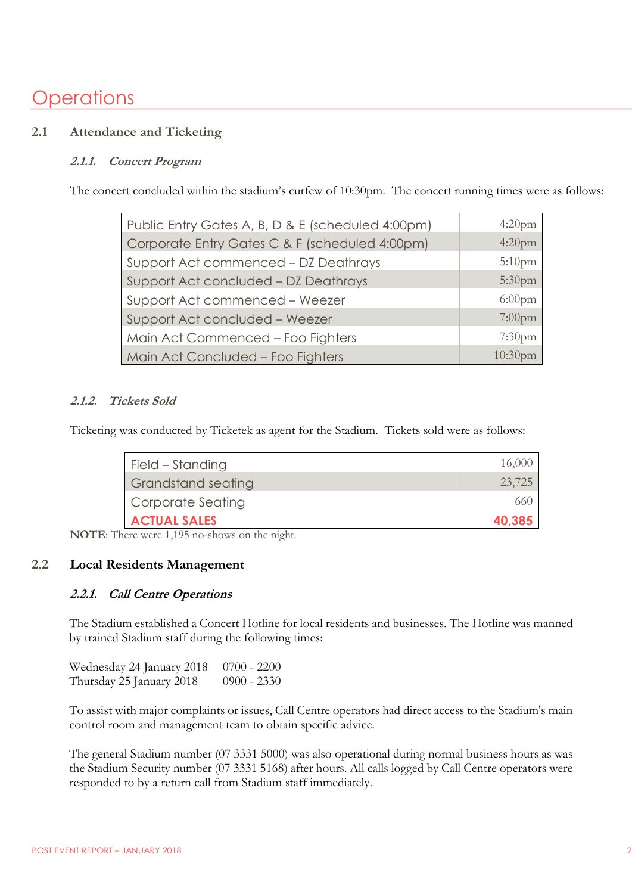# Operations

## 2.1 Attendance and Ticketing

### *2.1.1. Concert Program*

The concert concluded within the stadium's curfew of 10:30pm. The concert running times were as follows:

| Event | Time |
|---|---|
| Public Entry Gates A, B, D & E (scheduled 4:00pm) | 4:20pm |
| Corporate Entry Gates C & F (scheduled 4:00pm) | 4:20pm |
| Support Act commenced – DZ Deathrays | 5:10pm |
| Support Act concluded – DZ Deathrays | 5:30pm |
| Support Act commenced – Weezer | 6:00pm |
| Support Act concluded – Weezer | 7:00pm |
| Main Act Commenced – Foo Fighters | 7:30pm |
| Main Act Concluded – Foo Fighters | 10:30pm |

### *2.1.2. Tickets Sold*

Ticketing was conducted by Ticketek as agent for the Stadium. Tickets sold were as follows:

| Category | Tickets |
|---|---|
| Field – Standing | 16,000 |
| Grandstand seating | 23,725 |
| Corporate Seating | 660 |
| **ACTUAL SALES** | **40,385** |

**NOTE**: There were 1,195 no-shows on the night.

## 2.2 Local Residents Management

### *2.2.1. Call Centre Operations*

The Stadium established a Concert Hotline for local residents and businesses. The Hotline was manned by trained Stadium staff during the following times:

Wednesday 24 January 2018 0700 - 2200
Thursday 25 January 2018 0900 - 2330

To assist with major complaints or issues, Call Centre operators had direct access to the Stadium's main control room and management team to obtain specific advice.

The general Stadium number (07 3331 5000) was also operational during normal business hours as was the Stadium Security number (07 3331 5168) after hours. All calls logged by Call Centre operators were responded to by a return call from Stadium staff immediately.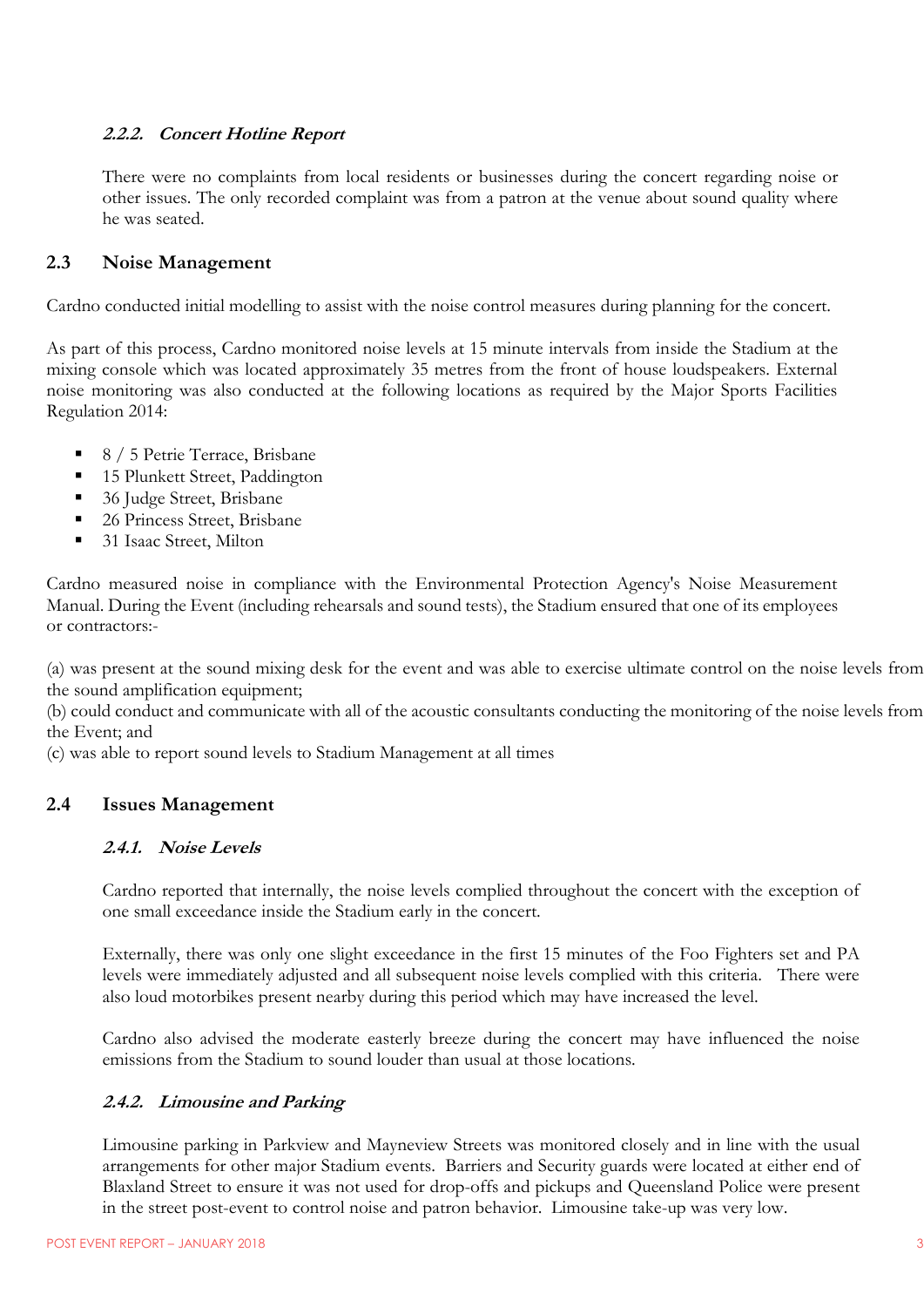#### *2.2.2. Concert Hotline Report*

There were no complaints from local residents or businesses during the concert regarding noise or other issues. The only recorded complaint was from a patron at the venue about sound quality where he was seated.

### 2.3 Noise Management

Cardno conducted initial modelling to assist with the noise control measures during planning for the concert.

As part of this process, Cardno monitored noise levels at 15 minute intervals from inside the Stadium at the mixing console which was located approximately 35 metres from the front of house loudspeakers. External noise monitoring was also conducted at the following locations as required by the Major Sports Facilities Regulation 2014:

- 8 / 5 Petrie Terrace, Brisbane
- 15 Plunkett Street, Paddington
- 36 Judge Street, Brisbane
- 26 Princess Street, Brisbane
- 31 Isaac Street, Milton

Cardno measured noise in compliance with the Environmental Protection Agency's Noise Measurement Manual. During the Event (including rehearsals and sound tests), the Stadium ensured that one of its employees or contractors:-

(a) was present at the sound mixing desk for the event and was able to exercise ultimate control on the noise levels from the sound amplification equipment;
(b) could conduct and communicate with all of the acoustic consultants conducting the monitoring of the noise levels from the Event; and
(c) was able to report sound levels to Stadium Management at all times

### 2.4 Issues Management

#### *2.4.1. Noise Levels*

Cardno reported that internally, the noise levels complied throughout the concert with the exception of one small exceedance inside the Stadium early in the concert.

Externally, there was only one slight exceedance in the first 15 minutes of the Foo Fighters set and PA levels were immediately adjusted and all subsequent noise levels complied with this criteria. There were also loud motorbikes present nearby during this period which may have increased the level.

Cardno also advised the moderate easterly breeze during the concert may have influenced the noise emissions from the Stadium to sound louder than usual at those locations.

#### *2.4.2. Limousine and Parking*

Limousine parking in Parkview and Mayneview Streets was monitored closely and in line with the usual arrangements for other major Stadium events. Barriers and Security guards were located at either end of Blaxland Street to ensure it was not used for drop-offs and pickups and Queensland Police were present in the street post-event to control noise and patron behavior. Limousine take-up was very low.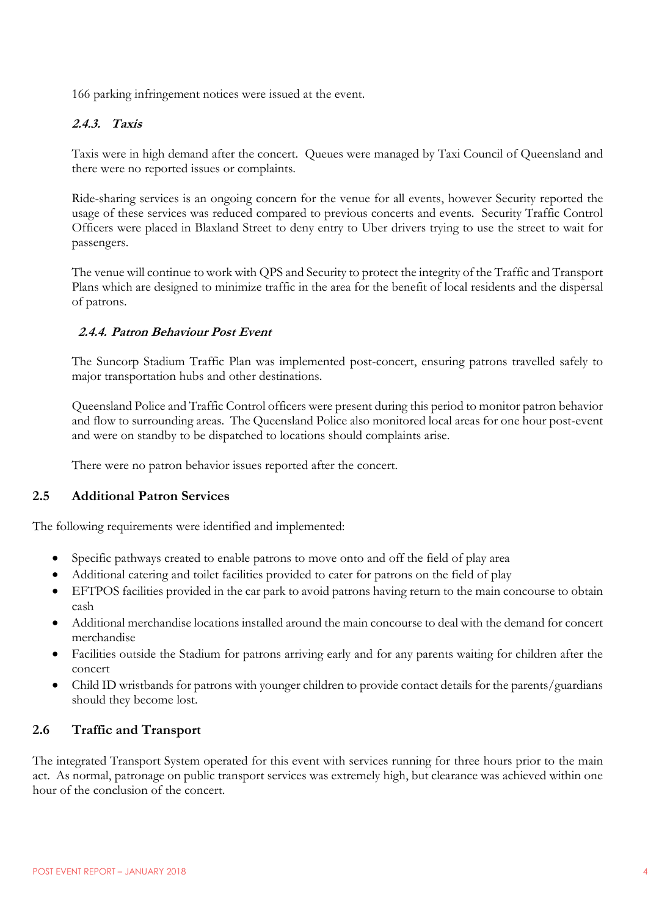166 parking infringement notices were issued at the event.

#### *2.4.3. Taxis*

Taxis were in high demand after the concert. Queues were managed by Taxi Council of Queensland and there were no reported issues or complaints.

Ride-sharing services is an ongoing concern for the venue for all events, however Security reported the usage of these services was reduced compared to previous concerts and events. Security Traffic Control Officers were placed in Blaxland Street to deny entry to Uber drivers trying to use the street to wait for passengers.

The venue will continue to work with QPS and Security to protect the integrity of the Traffic and Transport Plans which are designed to minimize traffic in the area for the benefit of local residents and the dispersal of patrons.

#### *2.4.4. Patron Behaviour Post Event*

The Suncorp Stadium Traffic Plan was implemented post-concert, ensuring patrons travelled safely to major transportation hubs and other destinations.

Queensland Police and Traffic Control officers were present during this period to monitor patron behavior and flow to surrounding areas. The Queensland Police also monitored local areas for one hour post-event and were on standby to be dispatched to locations should complaints arise.

There were no patron behavior issues reported after the concert.

### 2.5 Additional Patron Services

The following requirements were identified and implemented:

- Specific pathways created to enable patrons to move onto and off the field of play area
- Additional catering and toilet facilities provided to cater for patrons on the field of play
- EFTPOS facilities provided in the car park to avoid patrons having return to the main concourse to obtain cash
- Additional merchandise locations installed around the main concourse to deal with the demand for concert merchandise
- Facilities outside the Stadium for patrons arriving early and for any parents waiting for children after the concert
- Child ID wristbands for patrons with younger children to provide contact details for the parents/guardians should they become lost.

### 2.6 Traffic and Transport

The integrated Transport System operated for this event with services running for three hours prior to the main act. As normal, patronage on public transport services was extremely high, but clearance was achieved within one hour of the conclusion of the concert.